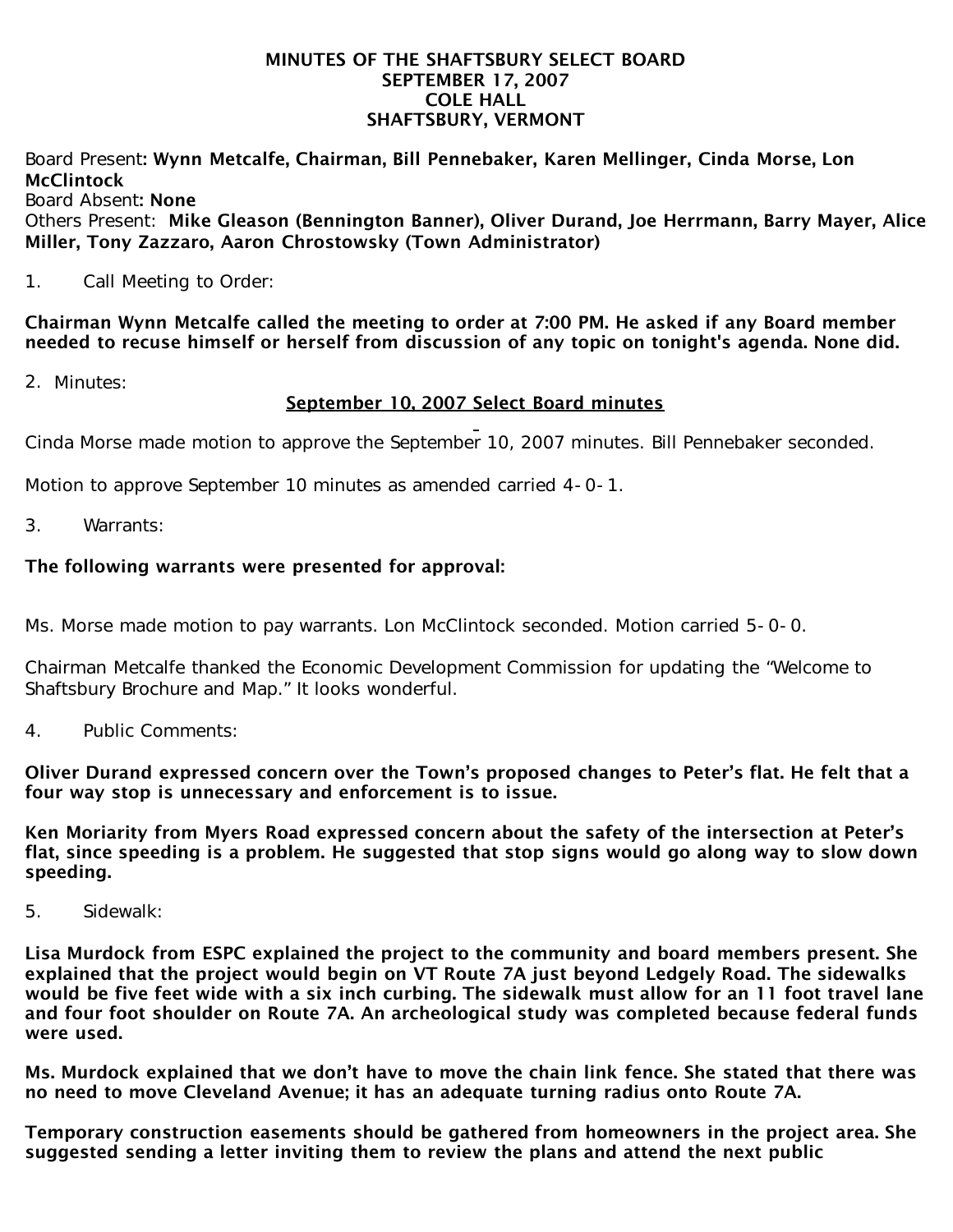# MINUTES OF THE SHAFTSBURY SELECT BOARD
## SEPTEMBER 17, 2007
## COLE HALL
## SHAFTSBURY, VERMONT

Board Present: **Wynn Metcalfe, Chairman, Bill Pennebaker, Karen Mellinger, Cinda Morse, Lon McClintock**
Board Absent: **None**
Others Present: **Mike Gleason (Bennington Banner), Oliver Durand, Joe Herrmann, Barry Mayer, Alice Miller, Tony Zazzaro, Aaron Chrostowsky (Town Administrator)**

1. Call Meeting to Order:

**Chairman Wynn Metcalfe called the meeting to order at 7:00 PM. He asked if any Board member needed to recuse himself or herself from discussion of any topic on tonight's agenda. None did.**

2. Minutes:

**September 10, 2007 Select Board minutes**

Cinda Morse made motion to approve the September 10, 2007 minutes. Bill Pennebaker seconded.

Motion to approve September 10 minutes as amended carried 4-0-1.

3. Warrants:

**The following warrants were presented for approval:**

Ms. Morse made motion to pay warrants. Lon McClintock seconded. Motion carried 5-0-0.

Chairman Metcalfe thanked the Economic Development Commission for updating the "Welcome to Shaftsbury Brochure and Map." It looks wonderful.

4. Public Comments:

**Oliver Durand expressed concern over the Town's proposed changes to Peter's flat. He felt that a four way stop is unnecessary and enforcement is to issue.**

**Ken Moriarity from Myers Road expressed concern about the safety of the intersection at Peter's flat, since speeding is a problem. He suggested that stop signs would go along way to slow down speeding.**

5. Sidewalk:

**Lisa Murdock from ESPC explained the project to the community and board members present. She explained that the project would begin on VT Route 7A just beyond Ledgely Road. The sidewalks would be five feet wide with a six inch curbing. The sidewalk must allow for an 11 foot travel lane and four foot shoulder on Route 7A. An archeological study was completed because federal funds were used.**

**Ms. Murdock explained that we don't have to move the chain link fence. She stated that there was no need to move Cleveland Avenue; it has an adequate turning radius onto Route 7A.**

**Temporary construction easements should be gathered from homeowners in the project area. She suggested sending a letter inviting them to review the plans and attend the next public**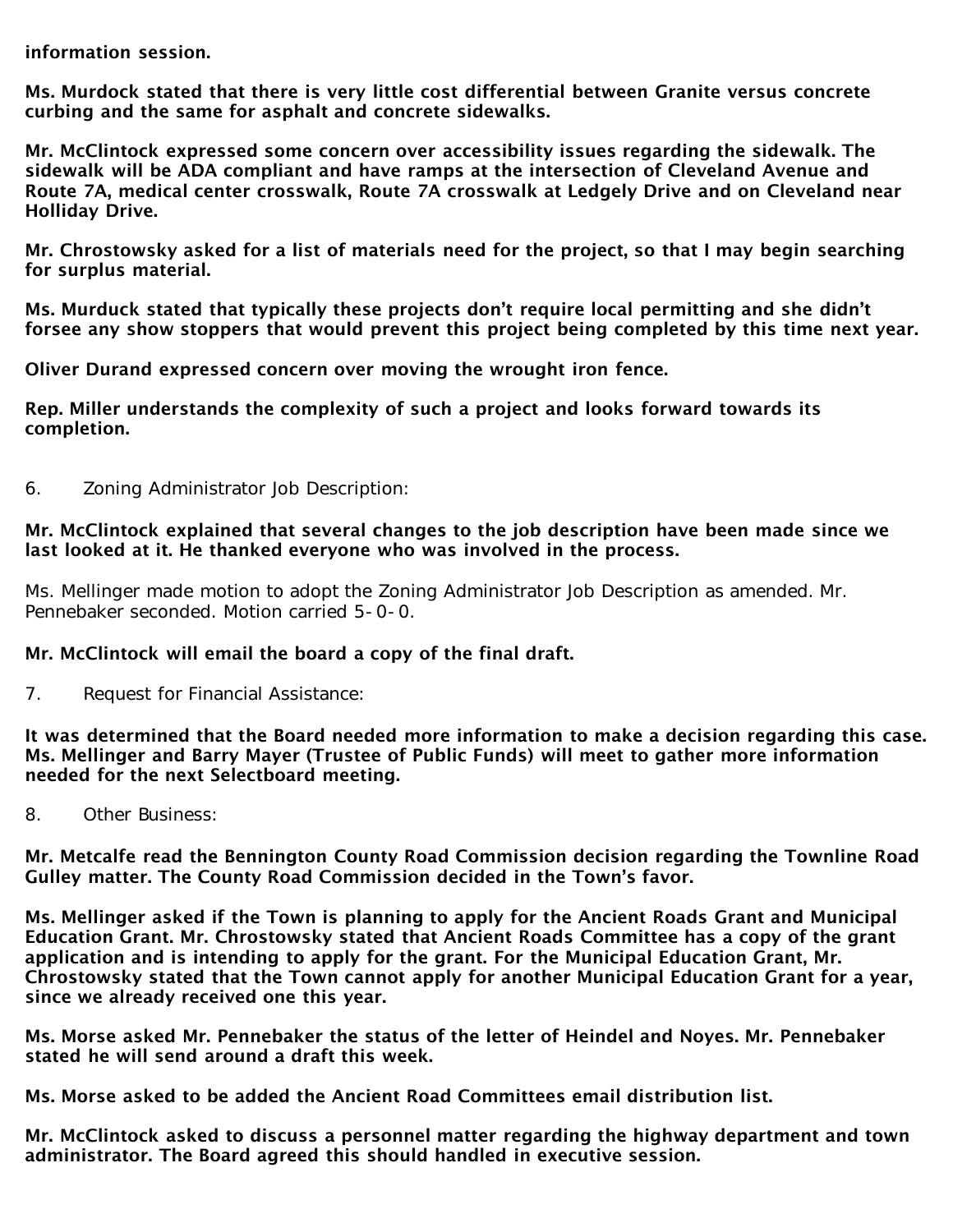**information session.**

**Ms. Murdock stated that there is very little cost differential between Granite versus concrete curbing and the same for asphalt and concrete sidewalks.**

**Mr. McClintock expressed some concern over accessibility issues regarding the sidewalk. The sidewalk will be ADA compliant and have ramps at the intersection of Cleveland Avenue and Route 7A, medical center crosswalk, Route 7A crosswalk at Ledgely Drive and on Cleveland near Holliday Drive.**

**Mr. Chrostowsky asked for a list of materials need for the project, so that I may begin searching for surplus material.**

**Ms. Murduck stated that typically these projects don't require local permitting and she didn't forsee any show stoppers that would prevent this project being completed by this time next year.**

**Oliver Durand expressed concern over moving the wrought iron fence.**

**Rep. Miller understands the complexity of such a project and looks forward towards its completion.**

6. Zoning Administrator Job Description:

**Mr. McClintock explained that several changes to the job description have been made since we last looked at it. He thanked everyone who was involved in the process.**

Ms. Mellinger made motion to adopt the Zoning Administrator Job Description as amended. Mr. Pennebaker seconded. Motion carried 5-0-0.

**Mr. McClintock will email the board a copy of the final draft.**

7. Request for Financial Assistance:

**It was determined that the Board needed more information to make a decision regarding this case. Ms. Mellinger and Barry Mayer (Trustee of Public Funds) will meet to gather more information needed for the next Selectboard meeting.**

8. Other Business:

**Mr. Metcalfe read the Bennington County Road Commission decision regarding the Townline Road Gulley matter. The County Road Commission decided in the Town's favor.**

**Ms. Mellinger asked if the Town is planning to apply for the Ancient Roads Grant and Municipal Education Grant. Mr. Chrostowsky stated that Ancient Roads Committee has a copy of the grant application and is intending to apply for the grant. For the Municipal Education Grant, Mr. Chrostowsky stated that the Town cannot apply for another Municipal Education Grant for a year, since we already received one this year.**

**Ms. Morse asked Mr. Pennebaker the status of the letter of Heindel and Noyes. Mr. Pennebaker stated he will send around a draft this week.**

**Ms. Morse asked to be added the Ancient Road Committees email distribution list.**

**Mr. McClintock asked to discuss a personnel matter regarding the highway department and town administrator. The Board agreed this should handled in executive session.**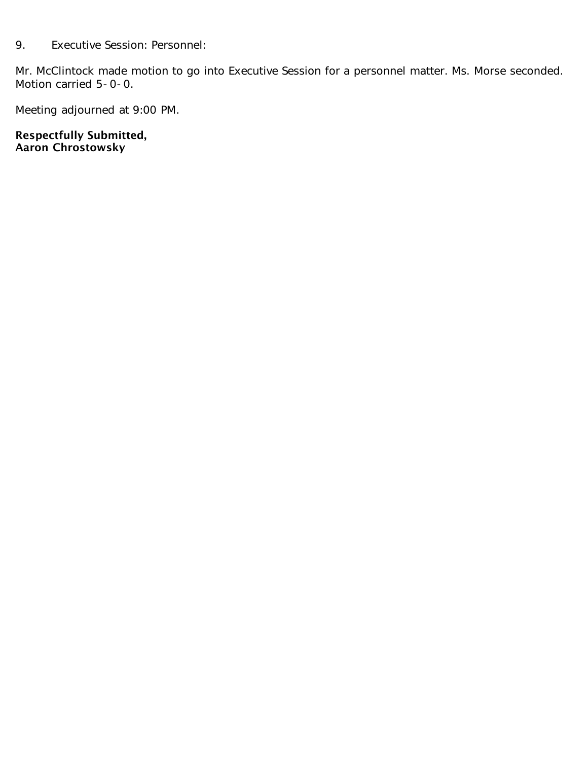9. Executive Session: Personnel:

Mr. McClintock made motion to go into Executive Session for a personnel matter. Ms. Morse seconded. Motion carried 5-0-0.

Meeting adjourned at 9:00 PM.

**Respectfully Submitted,**
**Aaron Chrostowsky**